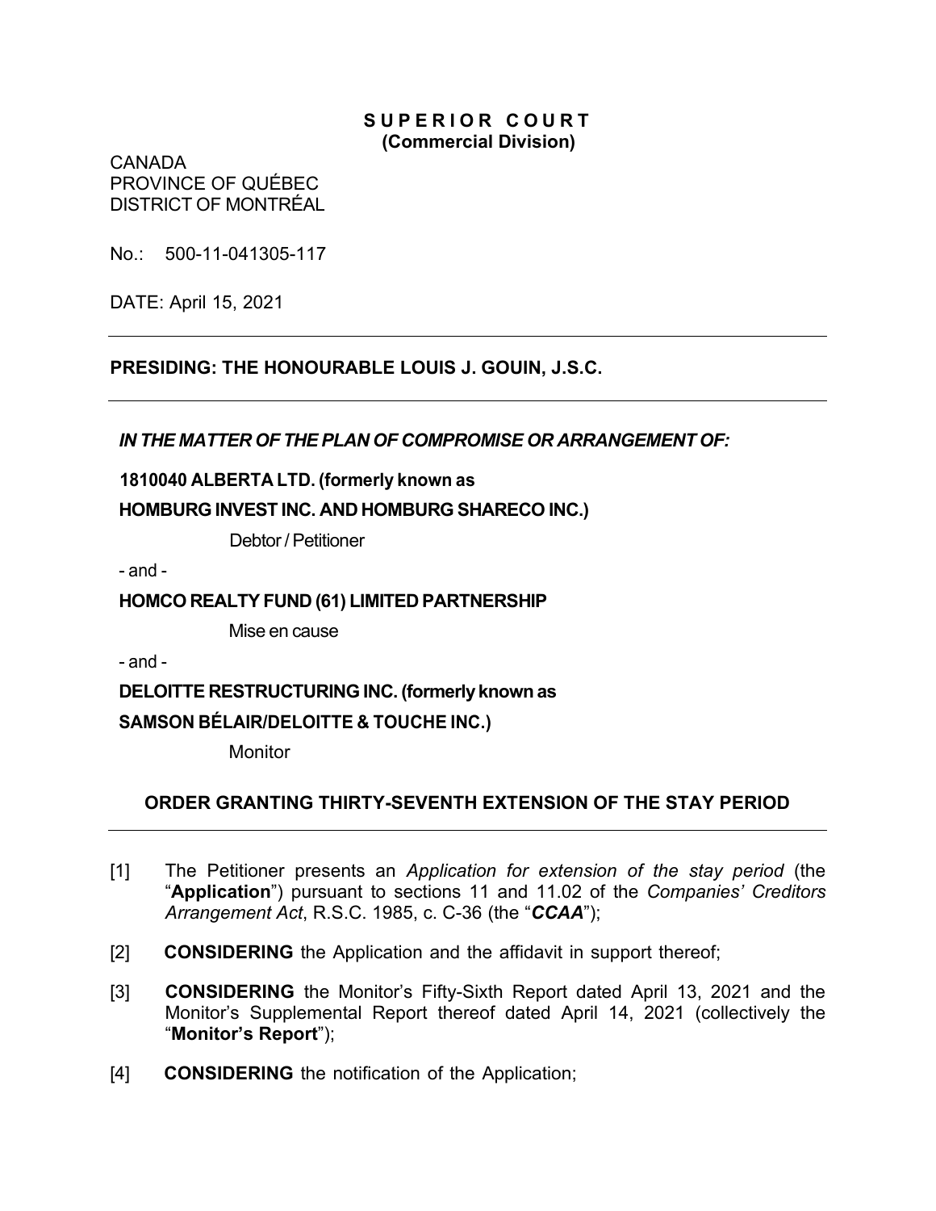**SUPERIOR COURT**
**(Commercial Division)**

CANADA
PROVINCE OF QUÉBEC
DISTRICT OF MONTRÉAL

No.: 500-11-041305-117

DATE: April 15, 2021

---

**PRESIDING: THE HONOURABLE LOUIS J. GOUIN, J.S.C.**

---

***IN THE MATTER OF THE PLAN OF COMPROMISE OR ARRANGEMENT OF:***

**1810040 ALBERTA LTD. (formerly known as**
**HOMBURG INVEST INC. AND HOMBURG SHARECO INC.)**

Debtor / Petitioner

- and -

**HOMCO REALTY FUND (61) LIMITED PARTNERSHIP**

Mise en cause

- and -

**DELOITTE RESTRUCTURING INC. (formerly known as**
**SAMSON BÉLAIR/DELOITTE & TOUCHE INC.)**

Monitor

## ORDER GRANTING THIRTY-SEVENTH EXTENSION OF THE STAY PERIOD

---

[1] The Petitioner presents an *Application for extension of the stay period* (the "**Application**") pursuant to sections 11 and 11.02 of the *Companies' Creditors Arrangement Act*, R.S.C. 1985, c. C-36 (the "***CCAA***");

[2] **CONSIDERING** the Application and the affidavit in support thereof;

[3] **CONSIDERING** the Monitor's Fifty-Sixth Report dated April 13, 2021 and the Monitor's Supplemental Report thereof dated April 14, 2021 (collectively the "**Monitor's Report**");

[4] **CONSIDERING** the notification of the Application;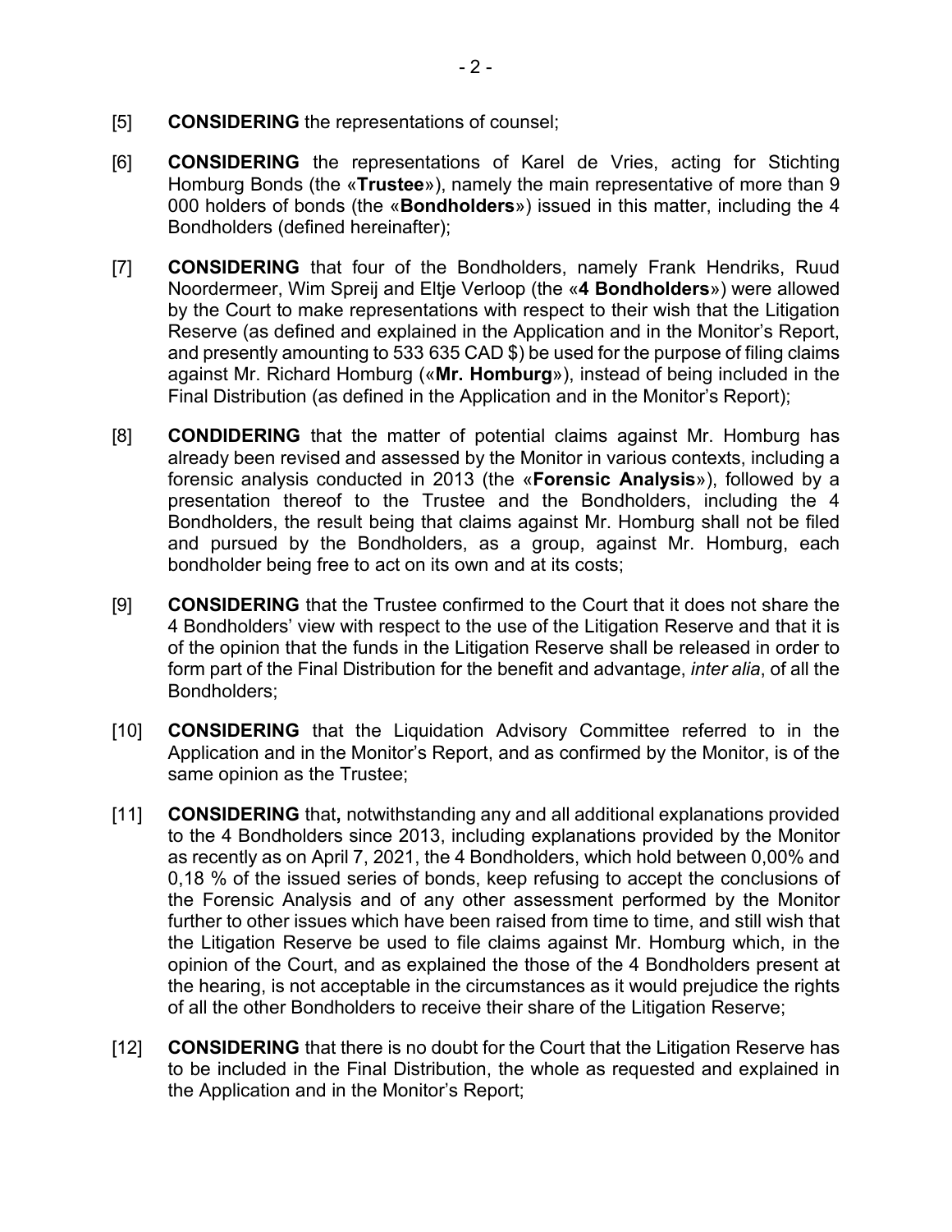[5] **CONSIDERING** the representations of counsel;

[6] **CONSIDERING** the representations of Karel de Vries, acting for Stichting Homburg Bonds (the «**Trustee**»), namely the main representative of more than 9 000 holders of bonds (the «**Bondholders**») issued in this matter, including the 4 Bondholders (defined hereinafter);

[7] **CONSIDERING** that four of the Bondholders, namely Frank Hendriks, Ruud Noordermeer, Wim Spreij and Eltje Verloop (the «**4 Bondholders**») were allowed by the Court to make representations with respect to their wish that the Litigation Reserve (as defined and explained in the Application and in the Monitor's Report, and presently amounting to 533 635 CAD $) be used for the purpose of filing claims against Mr. Richard Homburg («**Mr. Homburg**»), instead of being included in the Final Distribution (as defined in the Application and in the Monitor's Report);

[8] **CONDIDERING** that the matter of potential claims against Mr. Homburg has already been revised and assessed by the Monitor in various contexts, including a forensic analysis conducted in 2013 (the «**Forensic Analysis**»), followed by a presentation thereof to the Trustee and the Bondholders, including the 4 Bondholders, the result being that claims against Mr. Homburg shall not be filed and pursued by the Bondholders, as a group, against Mr. Homburg, each bondholder being free to act on its own and at its costs;

[9] **CONSIDERING** that the Trustee confirmed to the Court that it does not share the 4 Bondholders' view with respect to the use of the Litigation Reserve and that it is of the opinion that the funds in the Litigation Reserve shall be released in order to form part of the Final Distribution for the benefit and advantage, *inter alia*, of all the Bondholders;

[10] **CONSIDERING** that the Liquidation Advisory Committee referred to in the Application and in the Monitor's Report, and as confirmed by the Monitor, is of the same opinion as the Trustee;

[11] **CONSIDERING** that**,** notwithstanding any and all additional explanations provided to the 4 Bondholders since 2013, including explanations provided by the Monitor as recently as on April 7, 2021, the 4 Bondholders, which hold between 0,00% and 0,18 % of the issued series of bonds, keep refusing to accept the conclusions of the Forensic Analysis and of any other assessment performed by the Monitor further to other issues which have been raised from time to time, and still wish that the Litigation Reserve be used to file claims against Mr. Homburg which, in the opinion of the Court, and as explained the those of the 4 Bondholders present at the hearing, is not acceptable in the circumstances as it would prejudice the rights of all the other Bondholders to receive their share of the Litigation Reserve;

[12] **CONSIDERING** that there is no doubt for the Court that the Litigation Reserve has to be included in the Final Distribution, the whole as requested and explained in the Application and in the Monitor's Report;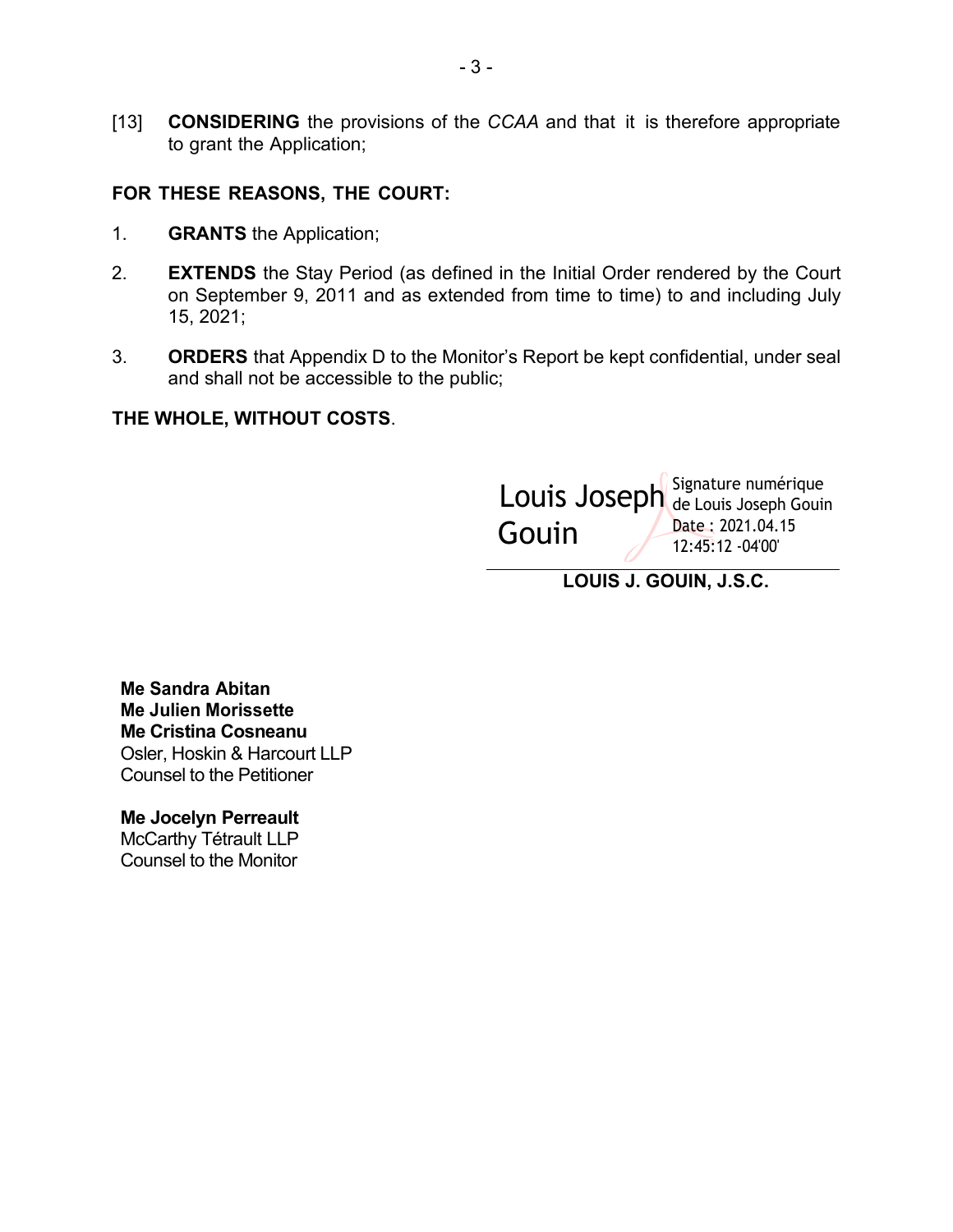[13] **CONSIDERING** the provisions of the *CCAA* and that it is therefore appropriate to grant the Application;

**FOR THESE REASONS, THE COURT:**

1. **GRANTS** the Application;

2. **EXTENDS** the Stay Period (as defined in the Initial Order rendered by the Court on September 9, 2011 and as extended from time to time) to and including July 15, 2021;

3. **ORDERS** that Appendix D to the Monitor's Report be kept confidential, under seal and shall not be accessible to the public;

**THE WHOLE, WITHOUT COSTS**.

Louis Joseph Gouin
Signature numérique de Louis Joseph Gouin
Date : 2021.04.15 12:45:12 -04'00'

**LOUIS J. GOUIN, J.S.C.**

**Me Sandra Abitan**
**Me Julien Morissette**
**Me Cristina Cosneanu**
Osler, Hoskin & Harcourt LLP
Counsel to the Petitioner

**Me Jocelyn Perreault**
McCarthy Tétrault LLP
Counsel to the Monitor